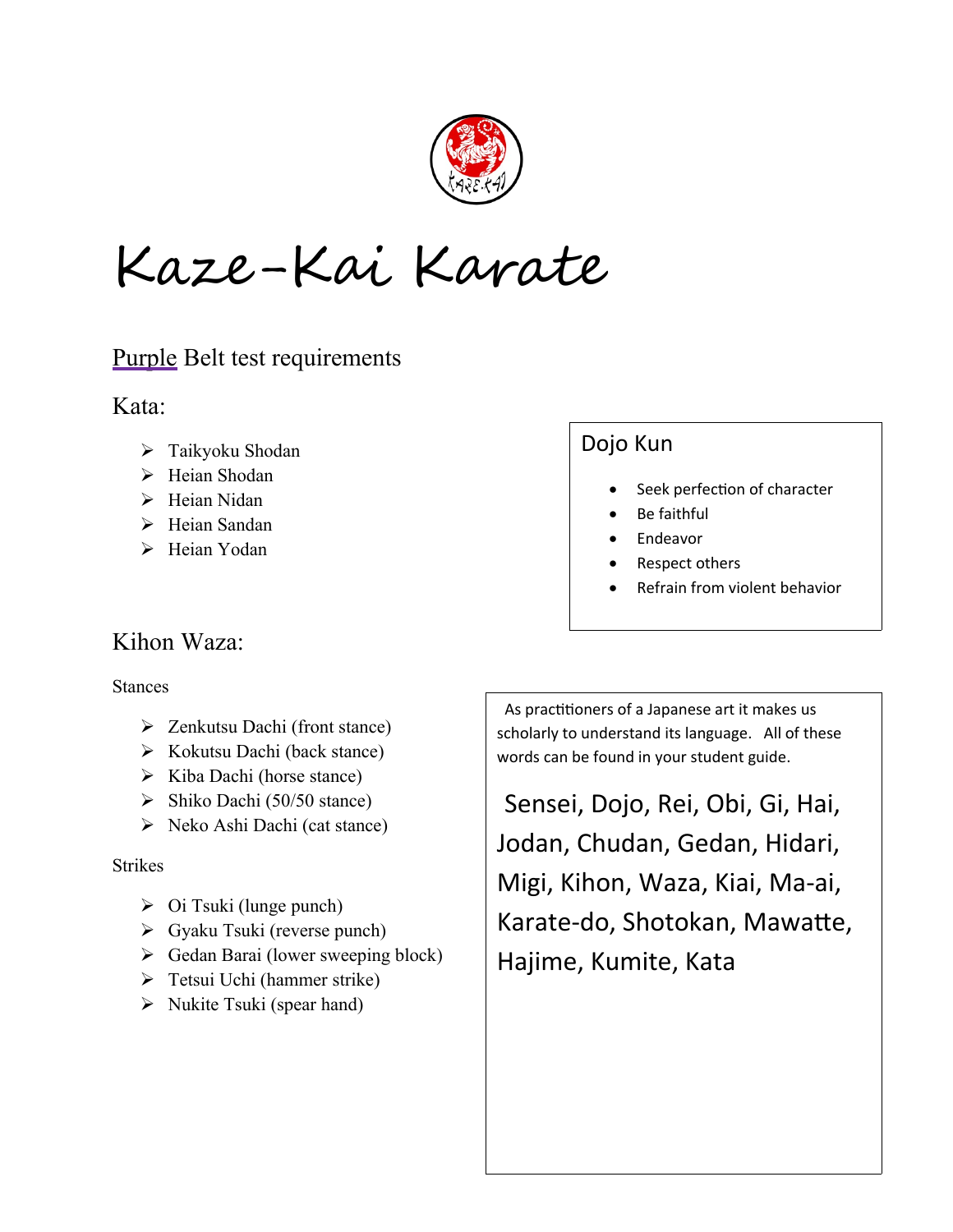# Kaze-Kai Karate

## Purple Belt test requirements

### Kata:

- Taikyoku Shodan
- Heian Shodan
- Heian Nidan
- Heian Sandan
- Heian Yodan

### Dojo Kun

- Seek perfection of character
- Be faithful
- Endeavor
- Respect others
- Refrain from violent behavior

### Kihon Waza:

Stances

- Zenkutsu Dachi (front stance)
- Kokutsu Dachi (back stance)
- Kiba Dachi (horse stance)
- Shiko Dachi (50/50 stance)
- Neko Ashi Dachi (cat stance)

Strikes

- Oi Tsuki (lunge punch)
- Gyaku Tsuki (reverse punch)
- Gedan Barai (lower sweeping block)
- Tetsui Uchi (hammer strike)
- Nukite Tsuki (spear hand)

As practitioners of a Japanese art it makes us scholarly to understand its language. All of these words can be found in your student guide.

Sensei, Dojo, Rei, Obi, Gi, Hai, Jodan, Chudan, Gedan, Hidari, Migi, Kihon, Waza, Kiai, Ma-ai, Karate-do, Shotokan, Mawatte, Hajime, Kumite, Kata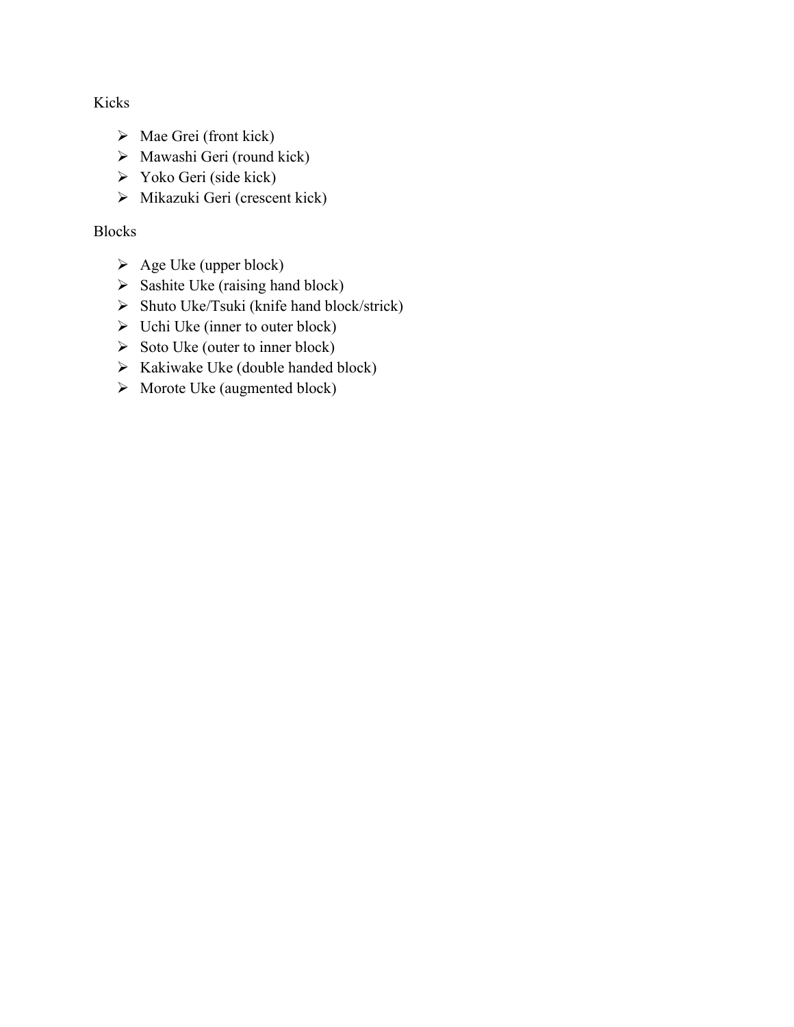Kicks

- Mae Grei (front kick)
- Mawashi Geri (round kick)
- Yoko Geri (side kick)
- Mikazuki Geri (crescent kick)

Blocks

- Age Uke (upper block)
- Sashite Uke (raising hand block)
- Shuto Uke/Tsuki (knife hand block/strick)
- Uchi Uke (inner to outer block)
- Soto Uke (outer to inner block)
- Kakiwake Uke (double handed block)
- Morote Uke (augmented block)